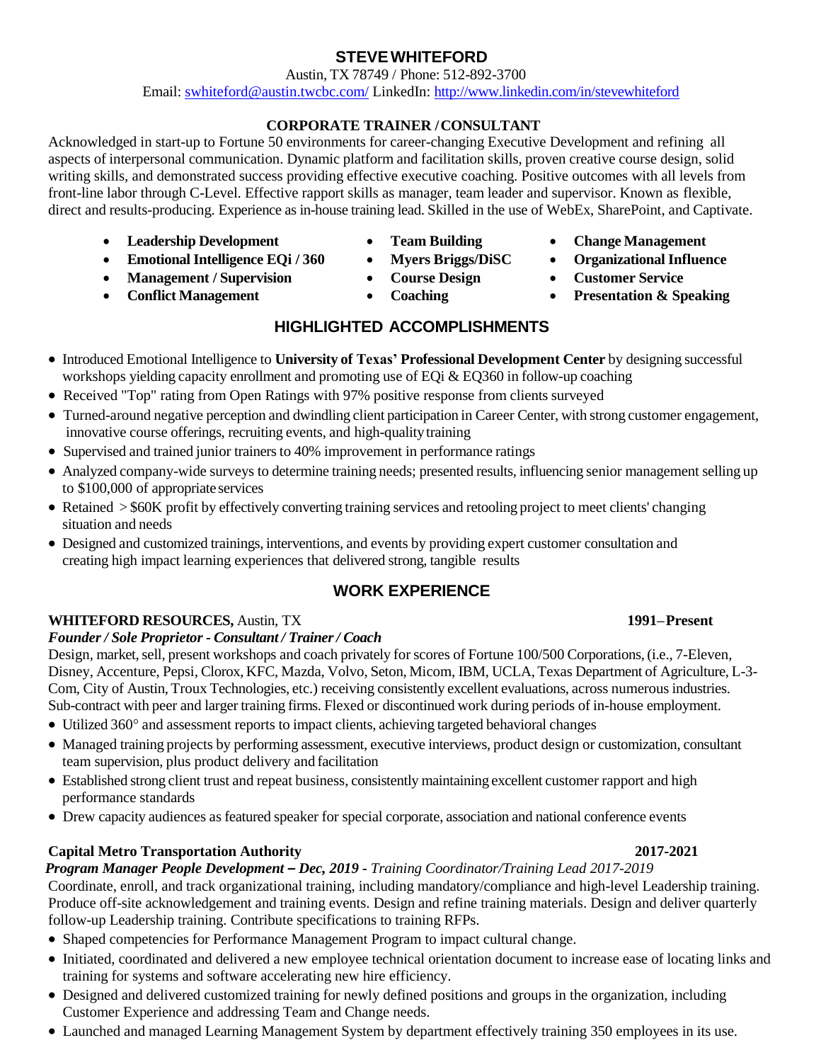# STEVE WHITEFORD

Austin, TX 78749 / Phone: 512-892-3700
Email: swhiteford@austin.twcbc.com/ LinkedIn: http://www.linkedin.com/in/stevewhiteford

### CORPORATE TRAINER / CONSULTANT

Acknowledged in start-up to Fortune 50 environments for career-changing Executive Development and refining all aspects of interpersonal communication. Dynamic platform and facilitation skills, proven creative course design, solid writing skills, and demonstrated success providing effective executive coaching. Positive outcomes with all levels from front-line labor through C-Level. Effective rapport skills as manager, team leader and supervisor. Known as flexible, direct and results-producing. Experience as in-house training lead. Skilled in the use of WebEx, SharePoint, and Captivate.

- **Leadership Development**
- **Emotional Intelligence EQi / 360**
- **Management / Supervision**
- **Conflict Management**
- **Team Building**
- **Myers Briggs/DiSC**
- **Course Design**
- **Coaching**
- **Change Management**
- **Organizational Influence**
- **Customer Service**
- **Presentation & Speaking**

## HIGHLIGHTED ACCOMPLISHMENTS

- Introduced Emotional Intelligence to **University of Texas' Professional Development Center** by designing successful workshops yielding capacity enrollment and promoting use of EQi & EQ360 in follow-up coaching
- Received "Top" rating from Open Ratings with 97% positive response from clients surveyed
- Turned-around negative perception and dwindling client participation in Career Center, with strong customer engagement, innovative course offerings, recruiting events, and high-quality training
- Supervised and trained junior trainers to 40% improvement in performance ratings
- Analyzed company-wide surveys to determine training needs; presented results, influencing senior management selling up to $100,000 of appropriate services
- Retained > $60K profit by effectively converting training services and retooling project to meet clients' changing situation and needs
- Designed and customized trainings, interventions, and events by providing expert customer consultation and creating high impact learning experiences that delivered strong, tangible results

## WORK EXPERIENCE

**WHITEFORD RESOURCES,** Austin, TX **1991–Present**
***Founder / Sole Proprietor - Consultant / Trainer / Coach***

Design, market, sell, present workshops and coach privately for scores of Fortune 100/500 Corporations, (i.e., 7-Eleven, Disney, Accenture, Pepsi, Clorox, KFC, Mazda, Volvo, Seton, Micom, IBM, UCLA, Texas Department of Agriculture, L-3-Com, City of Austin, Troux Technologies, etc.) receiving consistently excellent evaluations, across numerous industries. Sub-contract with peer and larger training firms. Flexed or discontinued work during periods of in-house employment.

- Utilized 360° and assessment reports to impact clients, achieving targeted behavioral changes
- Managed training projects by performing assessment, executive interviews, product design or customization, consultant team supervision, plus product delivery and facilitation
- Established strong client trust and repeat business, consistently maintaining excellent customer rapport and high performance standards
- Drew capacity audiences as featured speaker for special corporate, association and national conference events

**Capital Metro Transportation Authority** **2017-2021**
***Program Manager People Development – Dec, 2019*** - *Training Coordinator/Training Lead 2017-2019*

Coordinate, enroll, and track organizational training, including mandatory/compliance and high-level Leadership training. Produce off-site acknowledgement and training events. Design and refine training materials. Design and deliver quarterly follow-up Leadership training. Contribute specifications to training RFPs.

- Shaped competencies for Performance Management Program to impact cultural change.
- Initiated, coordinated and delivered a new employee technical orientation document to increase ease of locating links and training for systems and software accelerating new hire efficiency.
- Designed and delivered customized training for newly defined positions and groups in the organization, including Customer Experience and addressing Team and Change needs.
- Launched and managed Learning Management System by department effectively training 350 employees in its use.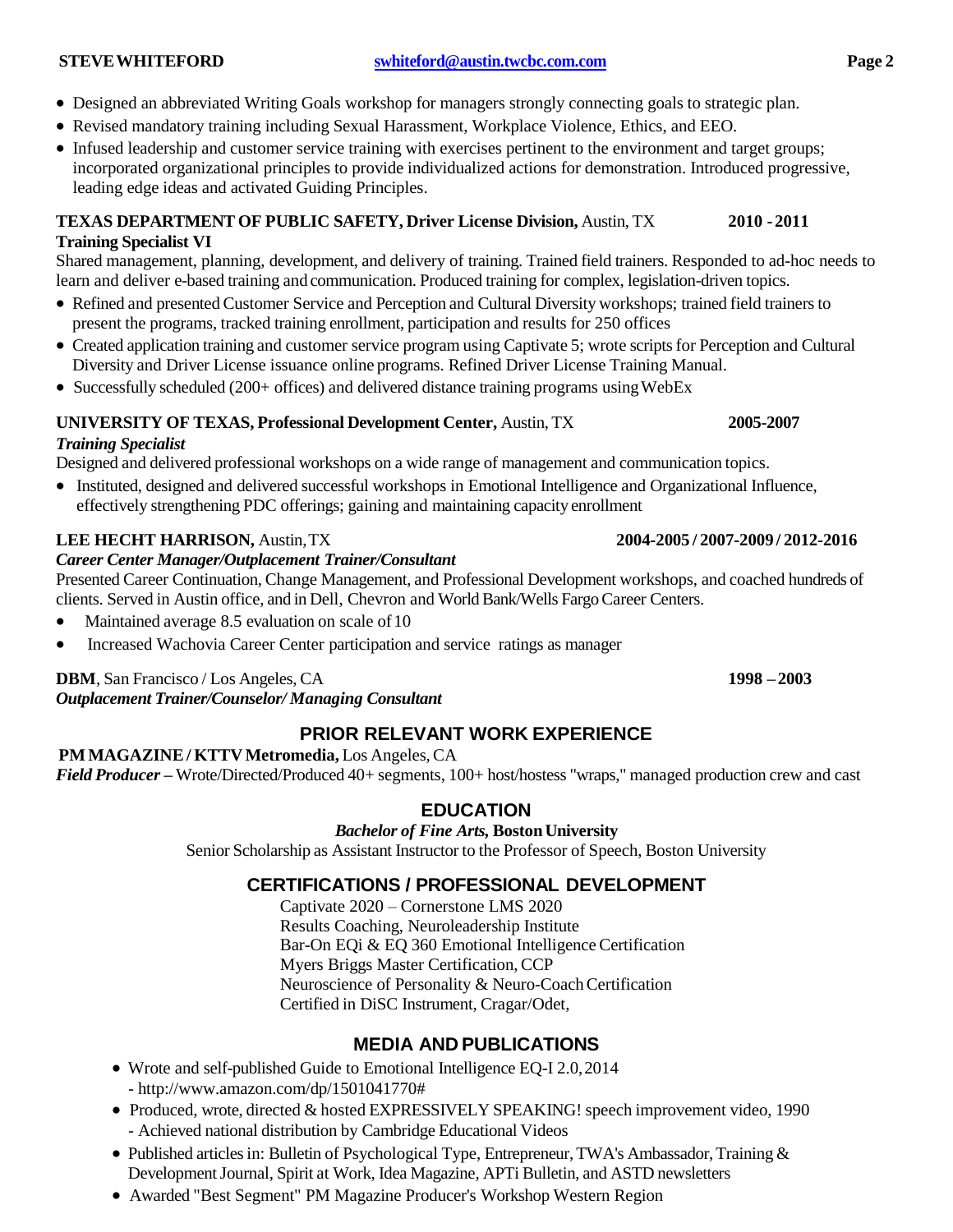- Designed an abbreviated Writing Goals workshop for managers strongly connecting goals to strategic plan.
- Revised mandatory training including Sexual Harassment, Workplace Violence, Ethics, and EEO.
- Infused leadership and customer service training with exercises pertinent to the environment and target groups; incorporated organizational principles to provide individualized actions for demonstration. Introduced progressive, leading edge ideas and activated Guiding Principles.

**TEXAS DEPARTMENT OF PUBLIC SAFETY, Driver License Division,** Austin, TX **2010 - 2011**
**Training Specialist VI**
Shared management, planning, development, and delivery of training. Trained field trainers. Responded to ad-hoc needs to learn and deliver e-based training and communication. Produced training for complex, legislation-driven topics.

- Refined and presented Customer Service and Perception and Cultural Diversity workshops; trained field trainers to present the programs, tracked training enrollment, participation and results for 250 offices
- Created application training and customer service program using Captivate 5; wrote scripts for Perception and Cultural Diversity and Driver License issuance online programs. Refined Driver License Training Manual.
- Successfully scheduled (200+ offices) and delivered distance training programs using WebEx

**UNIVERSITY OF TEXAS, Professional Development Center,** Austin, TX **2005-2007**
***Training Specialist***
Designed and delivered professional workshops on a wide range of management and communication topics.

- Instituted, designed and delivered successful workshops in Emotional Intelligence and Organizational Influence, effectively strengthening PDC offerings; gaining and maintaining capacity enrollment

**LEE HECHT HARRISON,** Austin, TX **2004-2005 / 2007-2009 / 2012-2016**
***Career Center Manager/Outplacement Trainer/Consultant***
Presented Career Continuation, Change Management, and Professional Development workshops, and coached hundreds of clients. Served in Austin office, and in Dell, Chevron and World Bank/Wells Fargo Career Centers.

- Maintained average 8.5 evaluation on scale of 10
- Increased Wachovia Career Center participation and service ratings as manager

**DBM**, San Francisco / Los Angeles, CA **1998 – 2003**
***Outplacement Trainer/Counselor/ Managing Consultant***

## PRIOR RELEVANT WORK EXPERIENCE

**PM MAGAZINE / KTTV Metromedia,** Los Angeles, CA
***Field Producer*** – Wrote/Directed/Produced 40+ segments, 100+ host/hostess "wraps," managed production crew and cast

## EDUCATION

***Bachelor of Fine Arts,* Boston University**
Senior Scholarship as Assistant Instructor to the Professor of Speech, Boston University

## CERTIFICATIONS / PROFESSIONAL DEVELOPMENT

Captivate 2020 – Cornerstone LMS 2020
Results Coaching, Neuroleadership Institute
Bar-On EQi & EQ 360 Emotional Intelligence Certification
Myers Briggs Master Certification, CCP
Neuroscience of Personality & Neuro-Coach Certification
Certified in DiSC Instrument, Cragar/Odet,

## MEDIA AND PUBLICATIONS

- Wrote and self-published Guide to Emotional Intelligence EQ-I 2.0, 2014
  - http://www.amazon.com/dp/1501041770#
- Produced, wrote, directed & hosted EXPRESSIVELY SPEAKING! speech improvement video, 1990
  - Achieved national distribution by Cambridge Educational Videos
- Published articles in: Bulletin of Psychological Type, Entrepreneur, TWA's Ambassador, Training & Development Journal, Spirit at Work, Idea Magazine, APTi Bulletin, and ASTD newsletters
- Awarded "Best Segment" PM Magazine Producer's Workshop Western Region